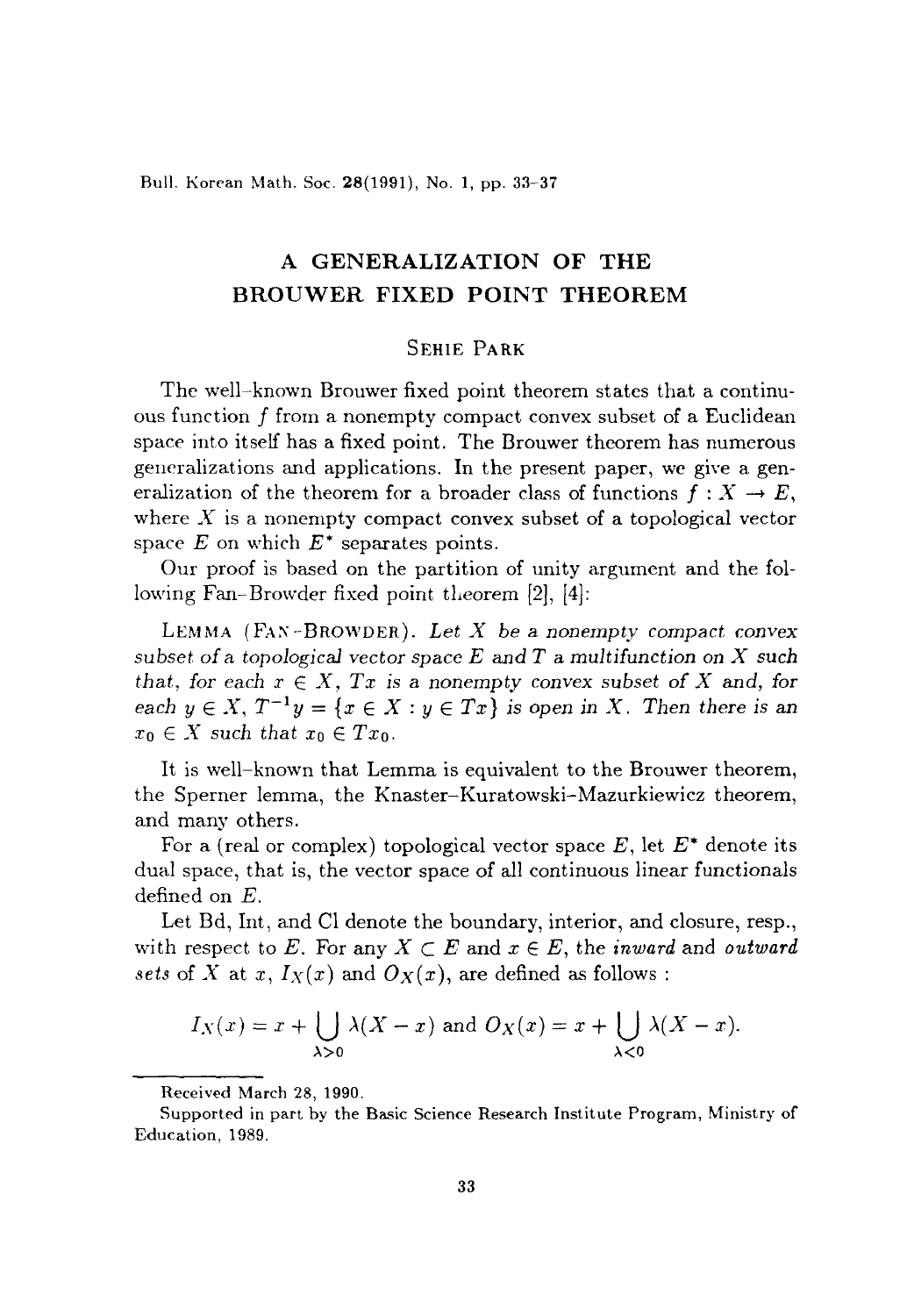# A GENERALIZATION OF THE BROUWER FIXED POINT THEOREM

SEHIE PARK

The well-known Brouwer fixed point theorem states that a continuous function $f$ from a nonempty compact convex subset of a Euclidean space into itself has a fixed point. The Brouwer theorem has numerous generalizations and applications. In the present paper, we give a generalization of the theorem for a broader class of functions $f : X \to E$, where $X$ is a nonempty compact convex subset of a topological vector space $E$ on which $E^*$ separates points.

Our proof is based on the partition of unity argument and the following Fan–Browder fixed point theorem [2], [4]:

LEMMA (FAN–BROWDER). *Let $X$ be a nonempty compact convex subset of a topological vector space $E$ and $T$ a multifunction on $X$ such that, for each $x \in X$, $Tx$ is a nonempty convex subset of $X$ and, for each $y \in X$, $T^{-1}y = \{x \in X : y \in Tx\}$ is open in $X$. Then there is an $x_0 \in X$ such that $x_0 \in Tx_0$.*

It is well-known that Lemma is equivalent to the Brouwer theorem, the Sperner lemma, the Knaster–Kuratowski-Mazurkiewicz theorem, and many others.

For a (real or complex) topological vector space $E$, let $E^*$ denote its dual space, that is, the vector space of all continuous linear functionals defined on $E$.

Let Bd, Int, and Cl denote the boundary, interior, and closure, resp., with respect to $E$. For any $X \subset E$ and $x \in E$, the *inward* and *outward sets* of $X$ at $x$, $I_X(x)$ and $O_X(x)$, are defined as follows :

$$I_X(x) = x + \bigcup_{\lambda > 0} \lambda(X - x) \text{ and } O_X(x) = x + \bigcup_{\lambda < 0} \lambda(X - x).$$

---

Received March 28, 1990.

Supported in part by the Basic Science Research Institute Program, Ministry of Education, 1989.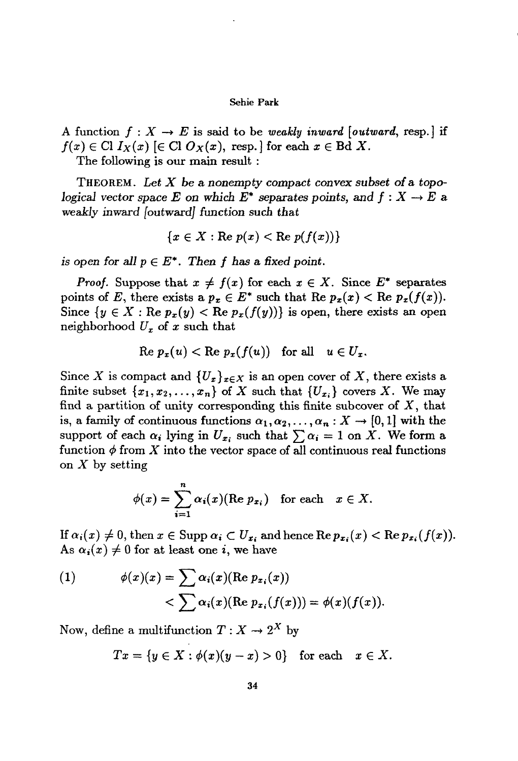A function $f : X \to E$ is said to be *weakly inward* [*outward*, resp.] if $f(x) \in \text{Cl } I_X(x)$ [$\in \text{Cl } O_X(x)$, resp.] for each $x \in \text{Bd } X$.

The following is our main result :

THEOREM. *Let $X$ be a nonempty compact convex subset of a topological vector space $E$ on which $E^*$ separates points, and $f : X \to E$ a weakly inward [outward] function such that*

$$\{x \in X : \text{Re } p(x) < \text{Re } p(f(x))\}$$

*is open for all $p \in E^*$. Then $f$ has a fixed point.*

*Proof.* Suppose that $x \neq f(x)$ for each $x \in X$. Since $E^*$ separates points of $E$, there exists a $p_x \in E^*$ such that $\text{Re } p_x(x) < \text{Re } p_x(f(x))$. Since $\{y \in X : \text{Re } p_x(y) < \text{Re } p_x(f(y))\}$ is open, there exists an open neighborhood $U_x$ of $x$ such that

$$\text{Re } p_x(u) < \text{Re } p_x(f(u)) \quad \text{for all} \quad u \in U_x.$$

Since $X$ is compact and $\{U_x\}_{x \in X}$ is an open cover of $X$, there exists a finite subset $\{x_1, x_2, \ldots, x_n\}$ of $X$ such that $\{U_{x_i}\}$ covers $X$. We may find a partition of unity corresponding this finite subcover of $X$, that is, a family of continuous functions $\alpha_1, \alpha_2, \ldots, \alpha_n : X \to [0, 1]$ with the support of each $\alpha_i$ lying in $U_{x_i}$ such that $\sum \alpha_i = 1$ on $X$. We form a function $\phi$ from $X$ into the vector space of all continuous real functions on $X$ by setting

$$\phi(x) = \sum_{i=1}^{n} \alpha_i(x)(\text{Re } p_{x_i}) \quad \text{for each} \quad x \in X.$$

If $\alpha_i(x) \neq 0$, then $x \in \text{Supp } \alpha_i \subset U_{x_i}$ and hence $\text{Re } p_{x_i}(x) < \text{Re } p_{x_i}(f(x))$. As $\alpha_i(x) \neq 0$ for at least one $i$, we have

$$\begin{aligned} (1) \qquad \phi(x)(x) &= \sum \alpha_i(x)(\text{Re } p_{x_i}(x)) \\ &< \sum \alpha_i(x)(\text{Re } p_{x_i}(f(x))) = \phi(x)(f(x)). \end{aligned}$$

Now, define a multifunction $T : X \to 2^X$ by

$$Tx = \{y \in X : \phi(x)(y - x) > 0\} \quad \text{for each} \quad x \in X.$$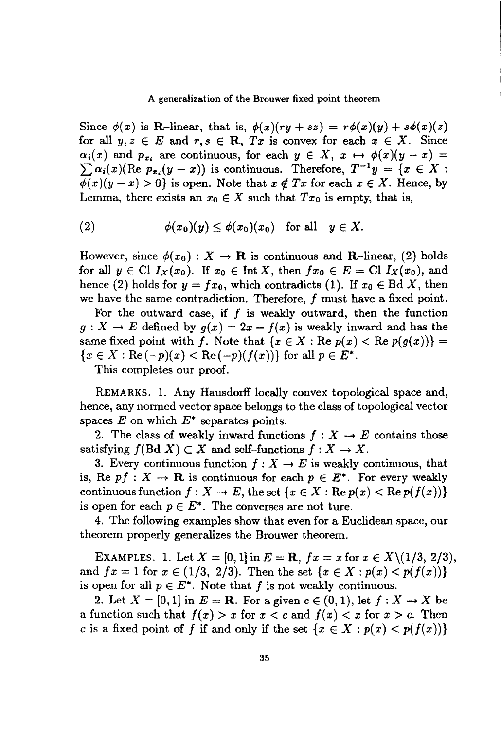Since $\phi(x)$ is $\mathbf{R}$-linear, that is, $\phi(x)(ry + sz) = r\phi(x)(y) + s\phi(x)(z)$ for all $y, z \in E$ and $r, s \in \mathbf{R}$, $Tx$ is convex for each $x \in X$. Since $\alpha_i(x)$ and $p_{x_i}$ are continuous, for each $y \in X$, $x \mapsto \phi(x)(y - x) = \sum \alpha_i(x)(\text{Re } p_{x_i}(y - x))$ is continuous. Therefore, $T^{-1}y = \{x \in X : \phi(x)(y - x) > 0\}$ is open. Note that $x \notin Tx$ for each $x \in X$. Hence, by Lemma, there exists an $x_0 \in X$ such that $Tx_0$ is empty, that is,

$$(2) \qquad \phi(x_0)(y) \leq \phi(x_0)(x_0) \quad \text{for all} \quad y \in X.$$

However, since $\phi(x_0) : X \to \mathbf{R}$ is continuous and $\mathbf{R}$-linear, (2) holds for all $y \in \text{Cl } I_X(x_0)$. If $x_0 \in \text{Int } X$, then $fx_0 \in E = \text{Cl } I_X(x_0)$, and hence (2) holds for $y = fx_0$, which contradicts (1). If $x_0 \in \text{Bd } X$, then we have the same contradiction. Therefore, $f$ must have a fixed point.

For the outward case, if $f$ is weakly outward, then the function $g : X \to E$ defined by $g(x) = 2x - f(x)$ is weakly inward and has the same fixed point with $f$. Note that $\{x \in X : \text{Re } p(x) < \text{Re } p(g(x))\} = \{x \in X : \text{Re}(-p)(x) < \text{Re}(-p)(f(x))\}$ for all $p \in E^*$.

This completes our proof.

REMARKS. 1. Any Hausdorff locally convex topological space and, hence, any normed vector space belongs to the class of topological vector spaces $E$ on which $E^*$ separates points.

2. The class of weakly inward functions $f : X \to E$ contains those satisfying $f(\text{Bd } X) \subset X$ and self-functions $f : X \to X$.

3. Every continuous function $f : X \to E$ is weakly continuous, that is, $\text{Re } pf : X \to \mathbf{R}$ is continuous for each $p \in E^*$. For every weakly continuous function $f : X \to E$, the set $\{x \in X : \text{Re } p(x) < \text{Re } p(f(x))\}$ is open for each $p \in E^*$. The converses are not ture.

4. The following examples show that even for a Euclidean space, our theorem properly generalizes the Brouwer theorem.

EXAMPLES. 1. Let $X = [0, 1]$ in $E = \mathbf{R}$, $fx = x$ for $x \in X \backslash (1/3, 2/3)$, and $fx = 1$ for $x \in (1/3, 2/3)$. Then the set $\{x \in X : p(x) < p(f(x))\}$ is open for all $p \in E^*$. Note that $f$ is not weakly continuous.

2. Let $X = [0, 1]$ in $E = \mathbf{R}$. For a given $c \in (0, 1)$, let $f : X \to X$ be a function such that $f(x) > x$ for $x < c$ and $f(x) < x$ for $x > c$. Then $c$ is a fixed point of $f$ if and only if the set $\{x \in X : p(x) < p(f(x))\}$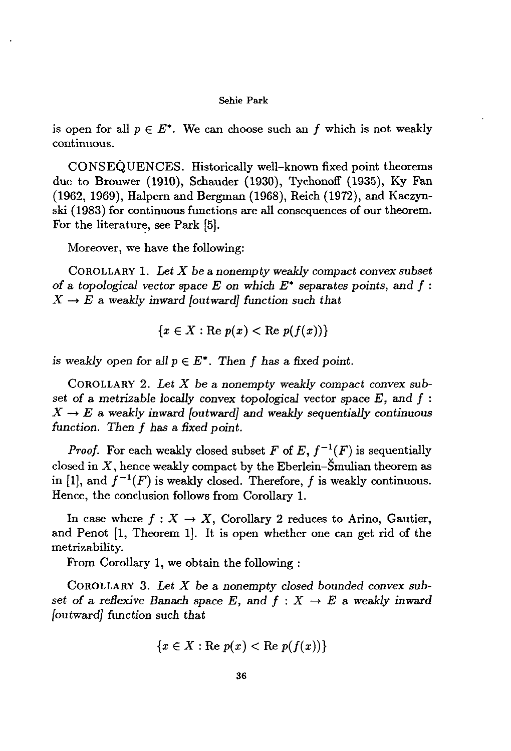is open for all $p \in E^*$. We can choose such an $f$ which is not weakly continuous.

CONSEQUENCES. Historically well-known fixed point theorems due to Brouwer (1910), Schauder (1930), Tychonoff (1935), Ky Fan (1962, 1969), Halpern and Bergman (1968), Reich (1972), and Kaczynski (1983) for continuous functions are all consequences of our theorem. For the literature, see Park [5].

Moreover, we have the following:

COROLLARY 1. *Let $X$ be a nonempty weakly compact convex subset of a topological vector space $E$ on which $E^*$ separates points, and $f : X \to E$ a weakly inward [outward] function such that*

$$\{x \in X : \text{Re } p(x) < \text{Re } p(f(x))\}$$

*is weakly open for all $p \in E^*$. Then $f$ has a fixed point.*

COROLLARY 2. *Let $X$ be a nonempty weakly compact convex subset of a metrizable locally convex topological vector space $E$, and $f : X \to E$ a weakly inward [outward] and weakly sequentially continuous function. Then $f$ has a fixed point.*

*Proof.* For each weakly closed subset $F$ of $E$, $f^{-1}(F)$ is sequentially closed in $X$, hence weakly compact by the Eberlein–Šmulian theorem as in [1], and $f^{-1}(F)$ is weakly closed. Therefore, $f$ is weakly continuous. Hence, the conclusion follows from Corollary 1.

In case where $f : X \to X$, Corollary 2 reduces to Arino, Gautier, and Penot [1, Theorem 1]. It is open whether one can get rid of the metrizability.

From Corollary 1, we obtain the following :

COROLLARY 3. *Let $X$ be a nonempty closed bounded convex subset of a reflexive Banach space $E$, and $f : X \to E$ a weakly inward [outward] function such that*

$$\{x \in X : \text{Re } p(x) < \text{Re } p(f(x))\}$$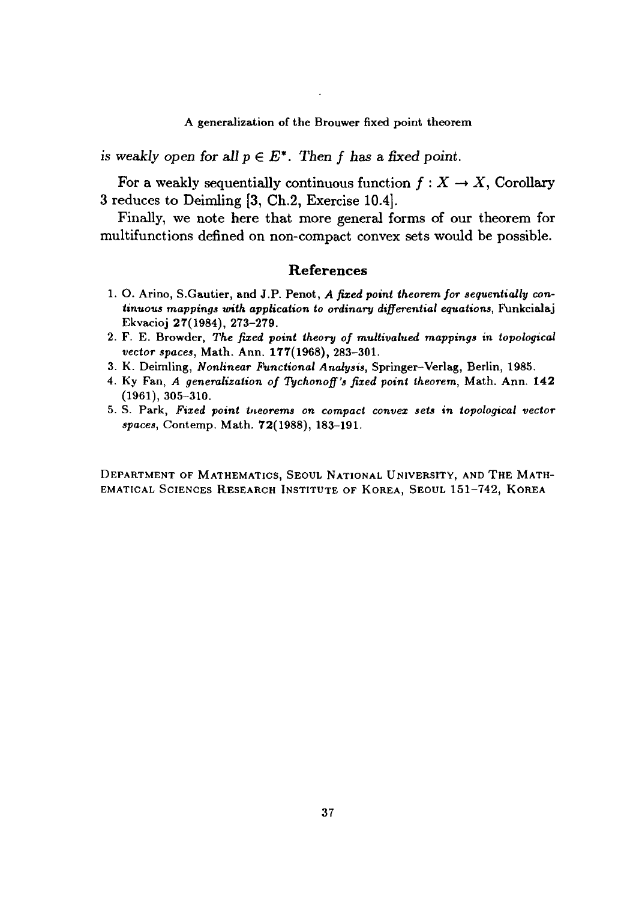*is weakly open for all $p \in E^*$. Then $f$ has a fixed point.*

For a weakly sequentially continuous function $f : X \to X$, Corollary 3 reduces to Deimling [3, Ch.2, Exercise 10.4].

Finally, we note here that more general forms of our theorem for multifunctions defined on non-compact convex sets would be possible.

## References

1. O. Arino, S.Gautier, and J.P. Penot, *A fixed point theorem for sequentially continuous mappings with application to ordinary differential equations*, Funkcialaj Ekvacioj **27**(1984), 273–279.
2. F. E. Browder, *The fixed point theory of multivalued mappings in topological vector spaces*, Math. Ann. **177**(1968), 283–301.
3. K. Deimling, *Nonlinear Functional Analysis*, Springer–Verlag, Berlin, 1985.
4. Ky Fan, *A generalization of Tychonoff's fixed point theorem*, Math. Ann. **142** (1961), 305–310.
5. S. Park, *Fixed point theorems on compact convex sets in topological vector spaces*, Contemp. Math. **72**(1988), 183–191.

DEPARTMENT OF MATHEMATICS, SEOUL NATIONAL UNIVERSITY, AND THE MATHEMATICAL SCIENCES RESEARCH INSTITUTE OF KOREA, SEOUL 151–742, KOREA